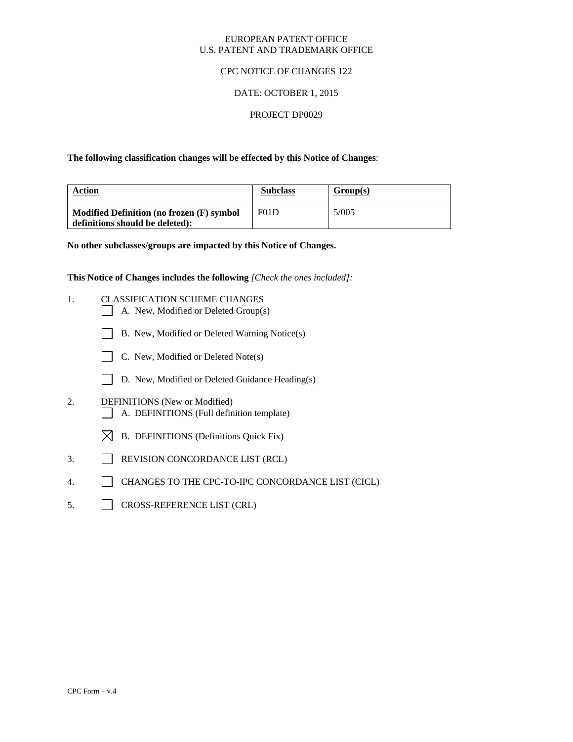EUROPEAN PATENT OFFICE
U.S. PATENT AND TRADEMARK OFFICE

CPC NOTICE OF CHANGES 122

DATE: OCTOBER 1, 2015

PROJECT DP0029

**The following classification changes will be effected by this Notice of Changes**:

| Action | Subclass | Group(s) |
|---|---|---|
| **Modified Definition (no frozen (F) symbol definitions should be deleted):** | F01D | 5/005 |

**No other subclasses/groups are impacted by this Notice of Changes.**

**This Notice of Changes includes the following** *[Check the ones included]:*

1. CLASSIFICATION SCHEME CHANGES
   - ☐ A. New, Modified or Deleted Group(s)
   - ☐ B. New, Modified or Deleted Warning Notice(s)
   - ☐ C. New, Modified or Deleted Note(s)
   - ☐ D. New, Modified or Deleted Guidance Heading(s)
2. DEFINITIONS (New or Modified)
   - ☐ A. DEFINITIONS (Full definition template)
   - ☒ B. DEFINITIONS (Definitions Quick Fix)
3. ☐ REVISION CONCORDANCE LIST (RCL)
4. ☐ CHANGES TO THE CPC-TO-IPC CONCORDANCE LIST (CICL)
5. ☐ CROSS-REFERENCE LIST (CRL)

CPC Form – v.4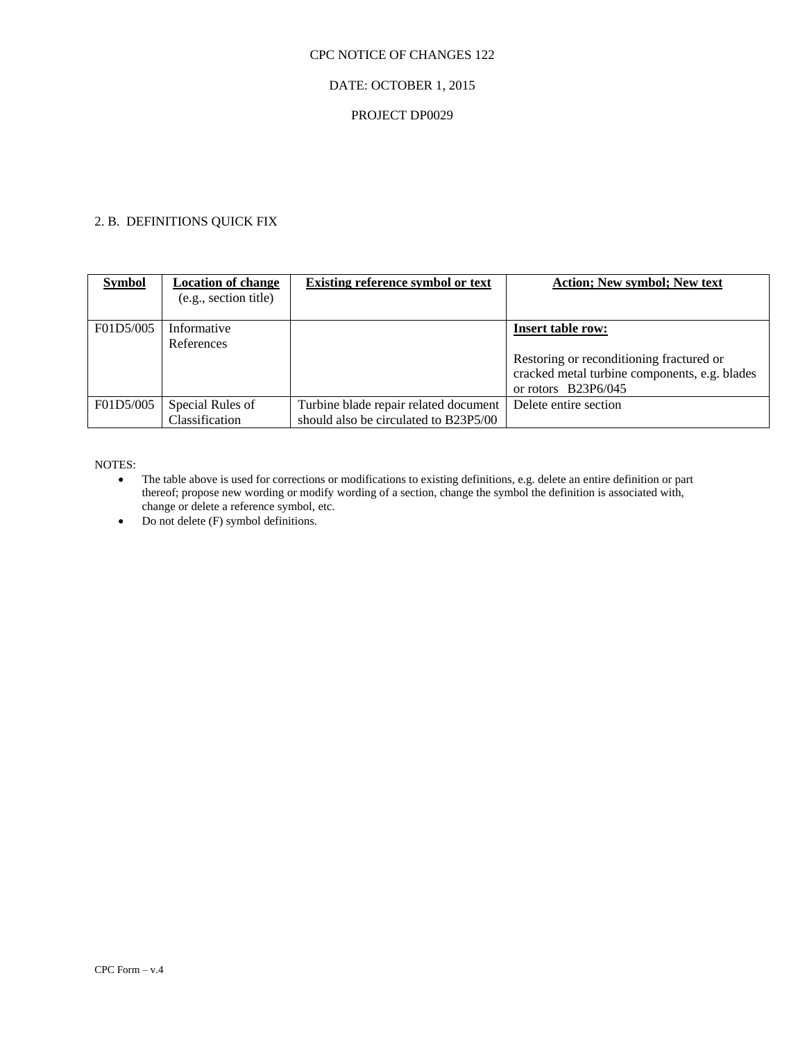CPC NOTICE OF CHANGES 122

DATE: OCTOBER 1, 2015

PROJECT DP0029

2. B. DEFINITIONS QUICK FIX

| **Symbol** | **Location of change** (e.g., section title) | **Existing reference symbol or text** | **Action; New symbol; New text** |
|---|---|---|---|
| F01D5/005 | Informative References | | **Insert table row:** Restoring or reconditioning fractured or cracked metal turbine components, e.g. blades or rotors B23P6/045 |
| F01D5/005 | Special Rules of Classification | Turbine blade repair related document should also be circulated to B23P5/00 | Delete entire section |

NOTES:

- The table above is used for corrections or modifications to existing definitions, e.g. delete an entire definition or part thereof; propose new wording or modify wording of a section, change the symbol the definition is associated with, change or delete a reference symbol, etc.
- Do not delete (F) symbol definitions.

CPC Form – v.4